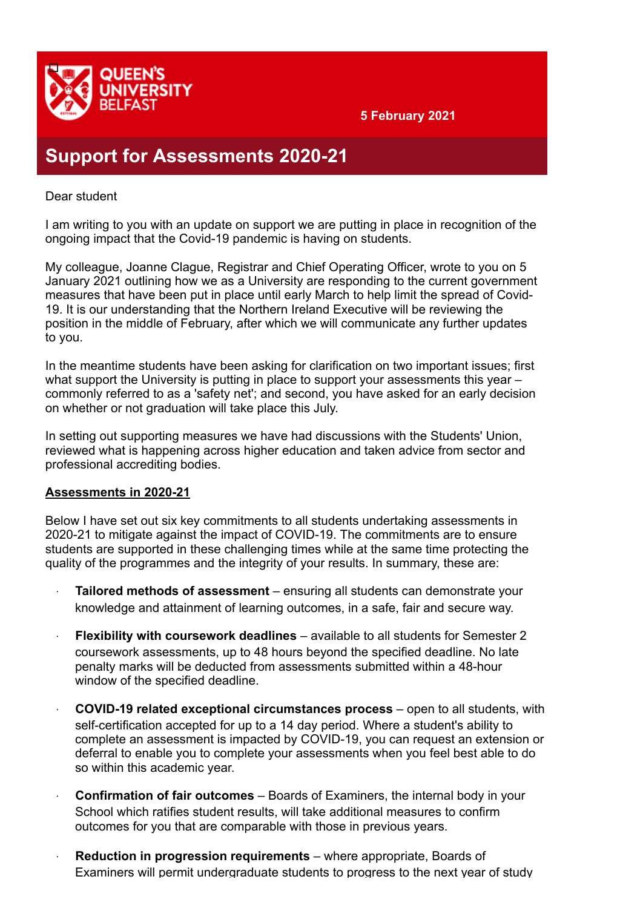QUEEN'S UNIVERSITY BELFAST

5 February 2021

# Support for Assessments 2020-21

Dear student

I am writing to you with an update on support we are putting in place in recognition of the ongoing impact that the Covid-19 pandemic is having on students.

My colleague, Joanne Clague, Registrar and Chief Operating Officer, wrote to you on 5 January 2021 outlining how we as a University are responding to the current government measures that have been put in place until early March to help limit the spread of Covid-19. It is our understanding that the Northern Ireland Executive will be reviewing the position in the middle of February, after which we will communicate any further updates to you.

In the meantime students have been asking for clarification on two important issues; first what support the University is putting in place to support your assessments this year – commonly referred to as a 'safety net'; and second, you have asked for an early decision on whether or not graduation will take place this July.

In setting out supporting measures we have had discussions with the Students' Union, reviewed what is happening across higher education and taken advice from sector and professional accrediting bodies.

## Assessments in 2020-21

Below I have set out six key commitments to all students undertaking assessments in 2020-21 to mitigate against the impact of COVID-19. The commitments are to ensure students are supported in these challenging times while at the same time protecting the quality of the programmes and the integrity of your results. In summary, these are:

- **Tailored methods of assessment** – ensuring all students can demonstrate your knowledge and attainment of learning outcomes, in a safe, fair and secure way.
- **Flexibility with coursework deadlines** – available to all students for Semester 2 coursework assessments, up to 48 hours beyond the specified deadline. No late penalty marks will be deducted from assessments submitted within a 48-hour window of the specified deadline.
- **COVID-19 related exceptional circumstances process** – open to all students, with self-certification accepted for up to a 14 day period. Where a student's ability to complete an assessment is impacted by COVID-19, you can request an extension or deferral to enable you to complete your assessments when you feel best able to do so within this academic year.
- **Confirmation of fair outcomes** – Boards of Examiners, the internal body in your School which ratifies student results, will take additional measures to confirm outcomes for you that are comparable with those in previous years.
- **Reduction in progression requirements** – where appropriate, Boards of Examiners will permit undergraduate students to progress to the next year of study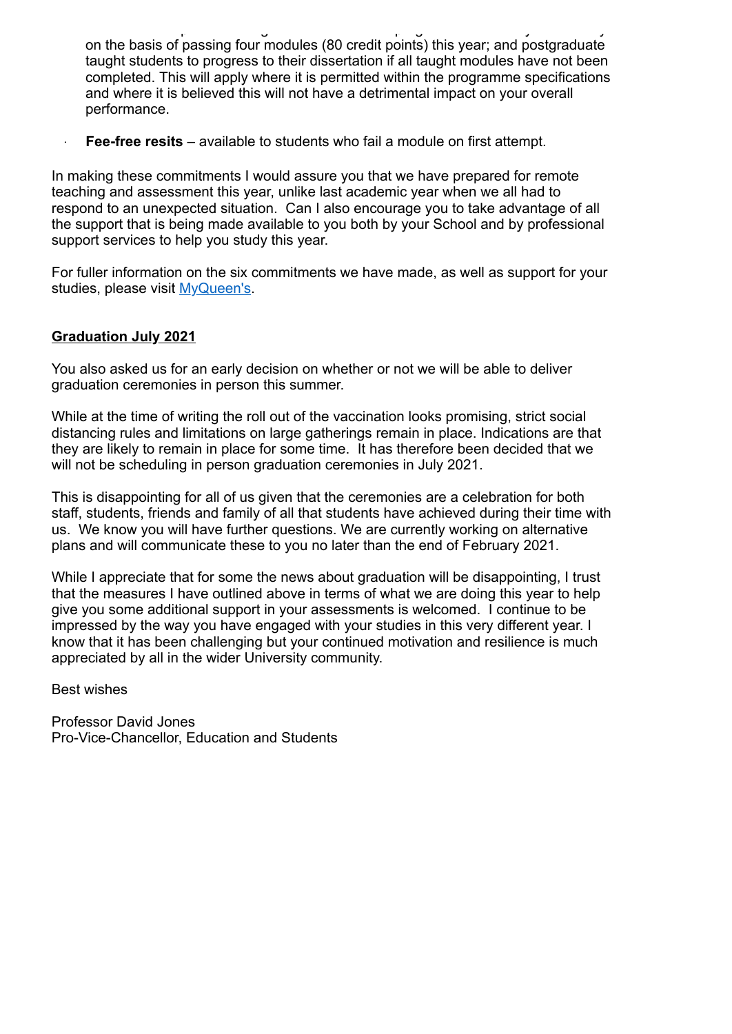on the basis of passing four modules (80 credit points) this year; and postgraduate taught students to progress to their dissertation if all taught modules have not been completed. This will apply where it is permitted within the programme specifications and where it is believed this will not have a detrimental impact on your overall performance.

- **Fee-free resits** – available to students who fail a module on first attempt.

In making these commitments I would assure you that we have prepared for remote teaching and assessment this year, unlike last academic year when we all had to respond to an unexpected situation. Can I also encourage you to take advantage of all the support that is being made available to you both by your School and by professional support services to help you study this year.

For fuller information on the six commitments we have made, as well as support for your studies, please visit MyQueen's.

**Graduation July 2021**

You also asked us for an early decision on whether or not we will be able to deliver graduation ceremonies in person this summer.

While at the time of writing the roll out of the vaccination looks promising, strict social distancing rules and limitations on large gatherings remain in place. Indications are that they are likely to remain in place for some time. It has therefore been decided that we will not be scheduling in person graduation ceremonies in July 2021.

This is disappointing for all of us given that the ceremonies are a celebration for both staff, students, friends and family of all that students have achieved during their time with us. We know you will have further questions. We are currently working on alternative plans and will communicate these to you no later than the end of February 2021.

While I appreciate that for some the news about graduation will be disappointing, I trust that the measures I have outlined above in terms of what we are doing this year to help give you some additional support in your assessments is welcomed. I continue to be impressed by the way you have engaged with your studies in this very different year. I know that it has been challenging but your continued motivation and resilience is much appreciated by all in the wider University community.

Best wishes

Professor David Jones
Pro-Vice-Chancellor, Education and Students